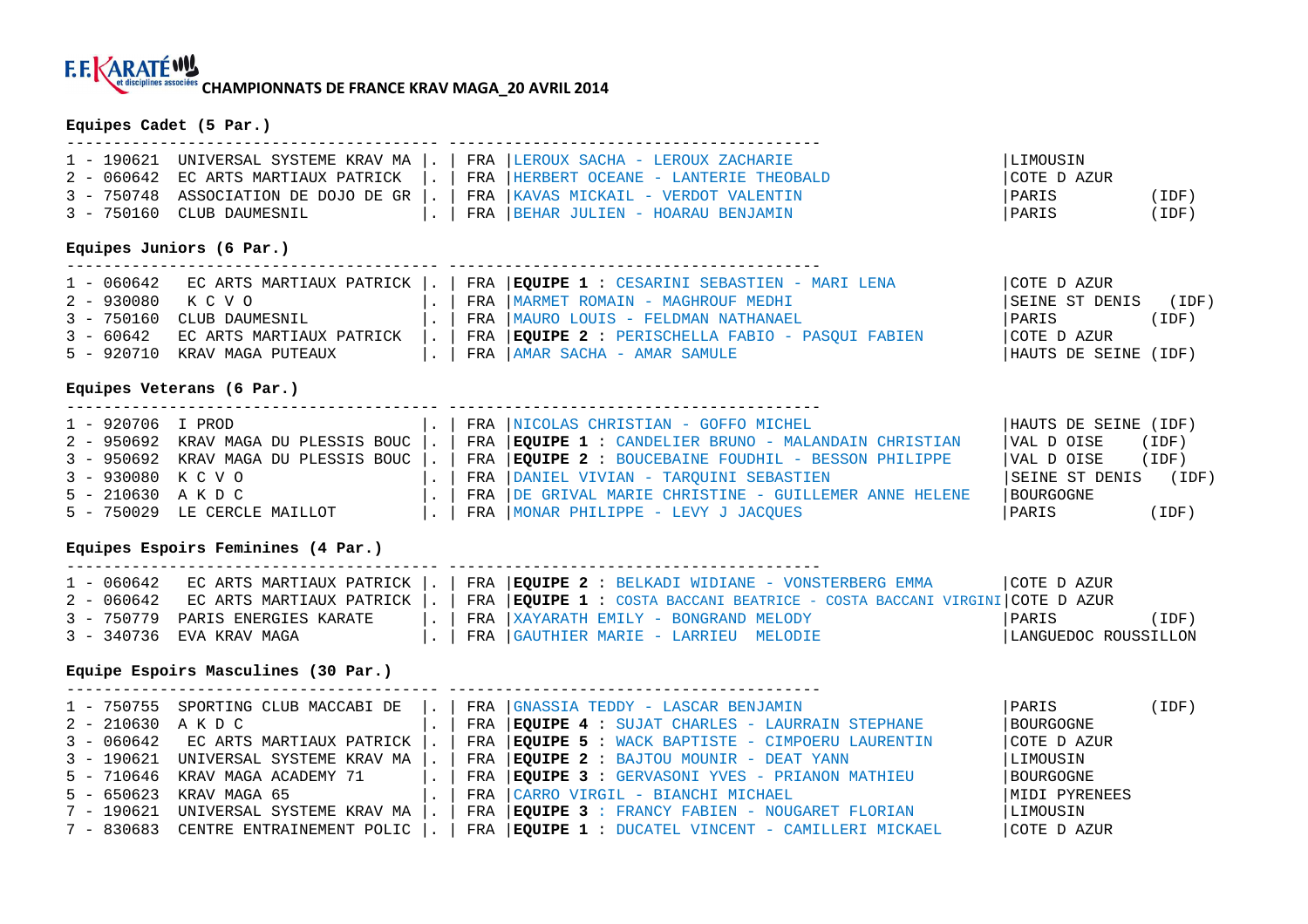F.F.KARATÉ et disciplines associées **CHAMPIONNATS DE FRANCE KRAV MAGA_20 AVRIL 2014**

**Equipes Cadet (5 Par.)**

| | | | | | | |
|---|---|---|---|---|---|---|
| 1 - 190621 | UNIVERSAL SYSTEME KRAV MA | . | FRA | LEROUX SACHA - LEROUX ZACHARIE | LIMOUSIN | |
| 2 - 060642 | EC ARTS MARTIAUX PATRICK | . | FRA | HERBERT OCEANE - LANTERIE THEOBALD | COTE D AZUR | |
| 3 - 750748 | ASSOCIATION DE DOJO DE GR | . | FRA | KAVAS MICKAIL - VERDOT VALENTIN | PARIS | (IDF) |
| 3 - 750160 | CLUB DAUMESNIL | . | FRA | BEHAR JULIEN - HOARAU BENJAMIN | PARIS | (IDF) |

**Equipes Juniors (6 Par.)**

| | | | | | | |
|---|---|---|---|---|---|---|
| 1 - 060642 | EC ARTS MARTIAUX PATRICK | . | FRA | **EQUIPE 1** : CESARINI SEBASTIEN - MARI LENA | COTE D AZUR | |
| 2 - 930080 | K C V O | . | FRA | MARMET ROMAIN - MAGHROUF MEDHI | SEINE ST DENIS | (IDF) |
| 3 - 750160 | CLUB DAUMESNIL | . | FRA | MAURO LOUIS - FELDMAN NATHANAEL | PARIS | (IDF) |
| 3 - 60642 | EC ARTS MARTIAUX PATRICK | . | FRA | **EQUIPE 2** : PERISCHELLA FABIO - PASQUI FABIEN | COTE D AZUR | |
| 5 - 920710 | KRAV MAGA PUTEAUX | . | FRA | AMAR SACHA - AMAR SAMULE | HAUTS DE SEINE | (IDF) |

**Equipes Veterans (6 Par.)**

| | | | | | | |
|---|---|---|---|---|---|---|
| 1 - 920706 | I PROD | . | FRA | NICOLAS CHRISTIAN - GOFFO MICHEL | HAUTS DE SEINE | (IDF) |
| 2 - 950692 | KRAV MAGA DU PLESSIS BOUC | . | FRA | **EQUIPE 1** : CANDELIER BRUNO - MALANDAIN CHRISTIAN | VAL D OISE | (IDF) |
| 3 - 950692 | KRAV MAGA DU PLESSIS BOUC | . | FRA | **EQUIPE 2** : BOUCEBAINE FOUDHIL - BESSON PHILIPPE | VAL D OISE | (IDF) |
| 3 - 930080 | K C V O | . | FRA | DANIEL VIVIAN - TARQUINI SEBASTIEN | SEINE ST DENIS | (IDF) |
| 5 - 210630 | A K D C | . | FRA | DE GRIVAL MARIE CHRISTINE - GUILLEMER ANNE HELENE | BOURGOGNE | |
| 5 - 750029 | LE CERCLE MAILLOT | . | FRA | MONAR PHILIPPE - LEVY J JACQUES | PARIS | (IDF) |

**Equipes Espoirs Feminines (4 Par.)**

| | | | | | | |
|---|---|---|---|---|---|---|
| 1 - 060642 | EC ARTS MARTIAUX PATRICK | . | FRA | **EQUIPE 2** : BELKADI WIDIANE - VONSTERBERG EMMA | COTE D AZUR | |
| 2 - 060642 | EC ARTS MARTIAUX PATRICK | . | FRA | **EQUIPE 1** : COSTA BACCANI BEATRICE - COSTA BACCANI VIRGINI | COTE D AZUR | |
| 3 - 750779 | PARIS ENERGIES KARATE | . | FRA | XAYARATH EMILY - BONGRAND MELODY | PARIS | (IDF) |
| 3 - 340736 | EVA KRAV MAGA | . | FRA | GAUTHIER MARIE - LARRIEU MELODIE | LANGUEDOC ROUSSILLON | |

**Equipe Espoirs Masculines (30 Par.)**

| | | | | | | |
|---|---|---|---|---|---|---|
| 1 - 750755 | SPORTING CLUB MACCABI DE | . | FRA | GNASSIA TEDDY - LASCAR BENJAMIN | PARIS | (IDF) |
| 2 - 210630 | A K D C | . | FRA | **EQUIPE 4** : SUJAT CHARLES - LAURRAIN STEPHANE | BOURGOGNE | |
| 3 - 060642 | EC ARTS MARTIAUX PATRICK | . | FRA | **EQUIPE 5** : WACK BAPTISTE - CIMPOERU LAURENTIN | COTE D AZUR | |
| 3 - 190621 | UNIVERSAL SYSTEME KRAV MA | . | FRA | **EQUIPE 2** : BAJTOU MOUNIR - DEAT YANN | LIMOUSIN | |
| 5 - 710646 | KRAV MAGA ACADEMY 71 | . | FRA | **EQUIPE 3** : GERVASONI YVES - PRIANON MATHIEU | BOURGOGNE | |
| 5 - 650623 | KRAV MAGA 65 | . | FRA | CARRO VIRGIL - BIANCHI MICHAEL | MIDI PYRENEES | |
| 7 - 190621 | UNIVERSAL SYSTEME KRAV MA | . | FRA | **EQUIPE 3** : FRANCY FABIEN - NOUGARET FLORIAN | LIMOUSIN | |
| 7 - 830683 | CENTRE ENTRAINEMENT POLIC | . | FRA | **EQUIPE 1** : DUCATEL VINCENT - CAMILLERI MICKAEL | COTE D AZUR | |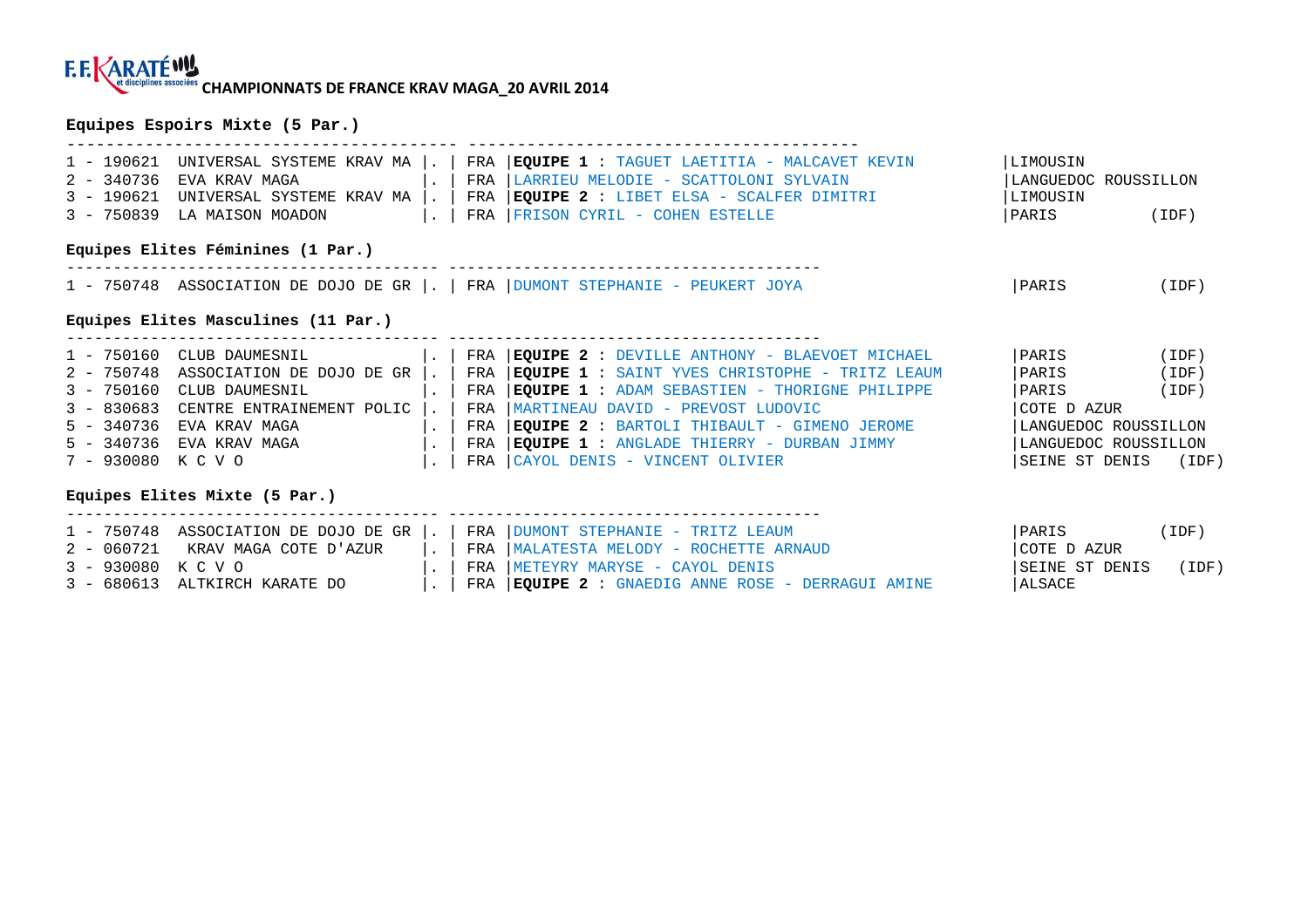F.F.KARATÉ et disciplines associées **CHAMPIONNATS DE FRANCE KRAV MAGA_20 AVRIL 2014**

### Equipes Espoirs Mixte (5 Par.)

| | | | | | | |
|---|---|---|---|---|---|---|
| 1 - 190621 | UNIVERSAL SYSTEME KRAV MA | . | FRA | **EQUIPE 1** : TAGUET LAETITIA - MALCAVET KEVIN | LIMOUSIN | |
| 2 - 340736 | EVA KRAV MAGA | . | FRA | LARRIEU MELODIE - SCATTOLONI SYLVAIN | LANGUEDOC ROUSSILLON | |
| 3 - 190621 | UNIVERSAL SYSTEME KRAV MA | . | FRA | **EQUIPE 2** : LIBET ELSA - SCALFER DIMITRI | LIMOUSIN | |
| 3 - 750839 | LA MAISON MOADON | . | FRA | FRISON CYRIL - COHEN ESTELLE | PARIS | (IDF) |

### Equipes Elites Féminines (1 Par.)

| | | | | | | |
|---|---|---|---|---|---|---|
| 1 - 750748 | ASSOCIATION DE DOJO DE GR | . | FRA | DUMONT STEPHANIE - PEUKERT JOYA | PARIS | (IDF) |

### Equipes Elites Masculines (11 Par.)

| | | | | | | |
|---|---|---|---|---|---|---|
| 1 - 750160 | CLUB DAUMESNIL | . | FRA | **EQUIPE 2** : DEVILLE ANTHONY - BLAEVOET MICHAEL | PARIS | (IDF) |
| 2 - 750748 | ASSOCIATION DE DOJO DE GR | . | FRA | **EQUIPE 1** : SAINT YVES CHRISTOPHE - TRITZ LEAUM | PARIS | (IDF) |
| 3 - 750160 | CLUB DAUMESNIL | . | FRA | **EQUIPE 1** : ADAM SEBASTIEN - THORIGNE PHILIPPE | PARIS | (IDF) |
| 3 - 830683 | CENTRE ENTRAINEMENT POLIC | . | FRA | MARTINEAU DAVID - PREVOST LUDOVIC | COTE D AZUR | |
| 5 - 340736 | EVA KRAV MAGA | . | FRA | **EQUIPE 2** : BARTOLI THIBAULT - GIMENO JEROME | LANGUEDOC ROUSSILLON | |
| 5 - 340736 | EVA KRAV MAGA | . | FRA | **EQUIPE 1** : ANGLADE THIERRY - DURBAN JIMMY | LANGUEDOC ROUSSILLON | |
| 7 - 930080 | K C V O | . | FRA | CAYOL DENIS - VINCENT OLIVIER | SEINE ST DENIS | (IDF) |

### Equipes Elites Mixte (5 Par.)

| | | | | | | |
|---|---|---|---|---|---|---|
| 1 - 750748 | ASSOCIATION DE DOJO DE GR | . | FRA | DUMONT STEPHANIE - TRITZ LEAUM | PARIS | (IDF) |
| 2 - 060721 | KRAV MAGA COTE D'AZUR | . | FRA | MALATESTA MELODY - ROCHETTE ARNAUD | COTE D AZUR | |
| 3 - 930080 | K C V O | . | FRA | METEYRY MARYSE - CAYOL DENIS | SEINE ST DENIS | (IDF) |
| 3 - 680613 | ALTKIRCH KARATE DO | . | FRA | **EQUIPE 2** : GNAEDIG ANNE ROSE - DERRAGUI AMINE | ALSACE | |